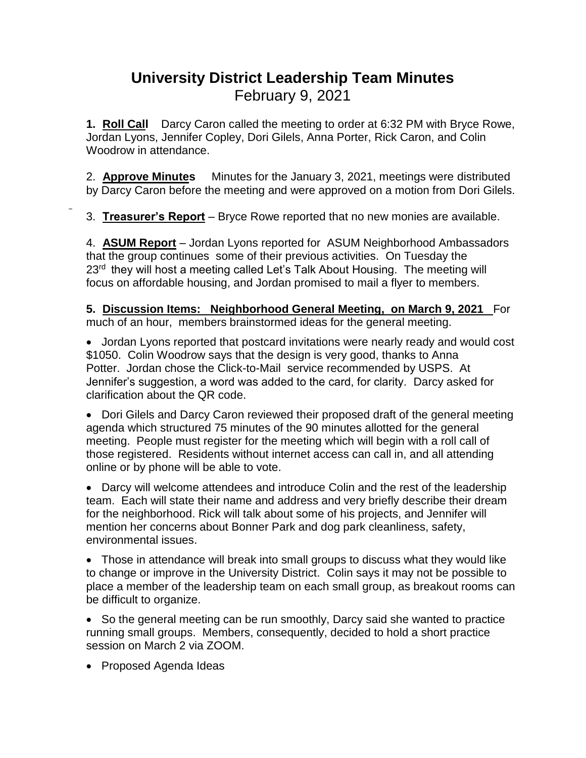# University District Leadership Team Minutes

February 9, 2021

**1. Roll Call** Darcy Caron called the meeting to order at 6:32 PM with Bryce Rowe, Jordan Lyons, Jennifer Copley, Dori Gilels, Anna Porter, Rick Caron, and Colin Woodrow in attendance.

2. **Approve Minutes** Minutes for the January 3, 2021, meetings were distributed by Darcy Caron before the meeting and were approved on a motion from Dori Gilels.

3. **Treasurer's Report** – Bryce Rowe reported that no new monies are available.

4. **ASUM Report** – Jordan Lyons reported for ASUM Neighborhood Ambassadors that the group continues some of their previous activities. On Tuesday the 23rd they will host a meeting called Let's Talk About Housing. The meeting will focus on affordable housing, and Jordan promised to mail a flyer to members.

**5. Discussion Items: Neighborhood General Meeting, on March 9, 2021** For much of an hour, members brainstormed ideas for the general meeting.

- Jordan Lyons reported that postcard invitations were nearly ready and would cost \$1050. Colin Woodrow says that the design is very good, thanks to Anna Potter. Jordan chose the Click-to-Mail service recommended by USPS. At Jennifer's suggestion, a word was added to the card, for clarity. Darcy asked for clarification about the QR code.
- Dori Gilels and Darcy Caron reviewed their proposed draft of the general meeting agenda which structured 75 minutes of the 90 minutes allotted for the general meeting. People must register for the meeting which will begin with a roll call of those registered. Residents without internet access can call in, and all attending online or by phone will be able to vote.
- Darcy will welcome attendees and introduce Colin and the rest of the leadership team. Each will state their name and address and very briefly describe their dream for the neighborhood. Rick will talk about some of his projects, and Jennifer will mention her concerns about Bonner Park and dog park cleanliness, safety, environmental issues.
- Those in attendance will break into small groups to discuss what they would like to change or improve in the University District. Colin says it may not be possible to place a member of the leadership team on each small group, as breakout rooms can be difficult to organize.
- So the general meeting can be run smoothly, Darcy said she wanted to practice running small groups. Members, consequently, decided to hold a short practice session on March 2 via ZOOM.
- Proposed Agenda Ideas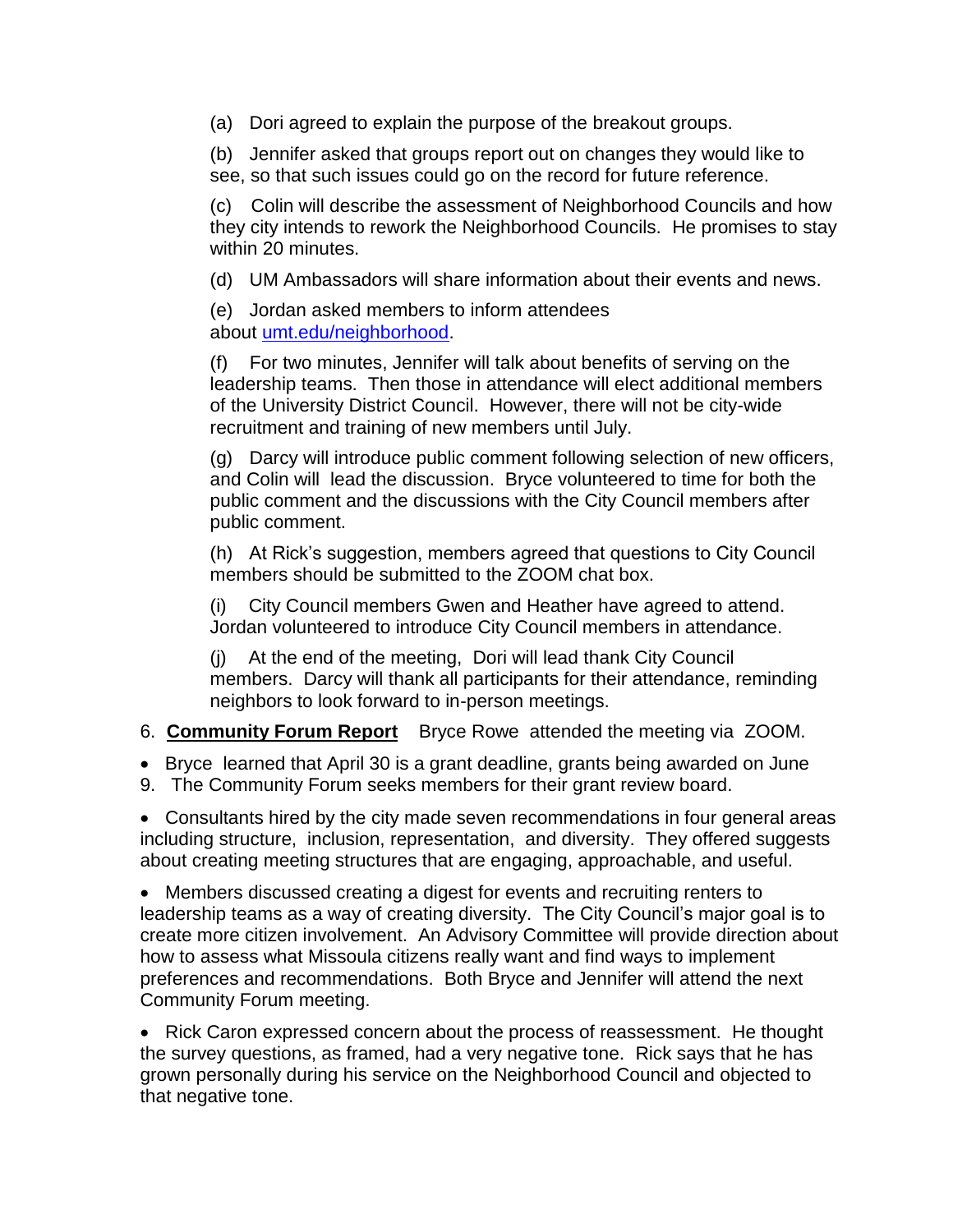(a) Dori agreed to explain the purpose of the breakout groups.

(b) Jennifer asked that groups report out on changes they would like to see, so that such issues could go on the record for future reference.

(c) Colin will describe the assessment of Neighborhood Councils and how they city intends to rework the Neighborhood Councils. He promises to stay within 20 minutes.

(d) UM Ambassadors will share information about their events and news.

(e) Jordan asked members to inform attendees about [umt.edu/neighborhood](umt.edu/neighborhood).

(f) For two minutes, Jennifer will talk about benefits of serving on the leadership teams. Then those in attendance will elect additional members of the University District Council. However, there will not be city-wide recruitment and training of new members until July.

(g) Darcy will introduce public comment following selection of new officers, and Colin will lead the discussion. Bryce volunteered to time for both the public comment and the discussions with the City Council members after public comment.

(h) At Rick's suggestion, members agreed that questions to City Council members should be submitted to the ZOOM chat box.

(i) City Council members Gwen and Heather have agreed to attend. Jordan volunteered to introduce City Council members in attendance.

(j) At the end of the meeting, Dori will lead thank City Council members. Darcy will thank all participants for their attendance, reminding neighbors to look forward to in-person meetings.

6. **Community Forum Report** Bryce Rowe attended the meeting via ZOOM.

- Bryce learned that April 30 is a grant deadline, grants being awarded on June 9. The Community Forum seeks members for their grant review board.

- Consultants hired by the city made seven recommendations in four general areas including structure, inclusion, representation, and diversity. They offered suggests about creating meeting structures that are engaging, approachable, and useful.

- Members discussed creating a digest for events and recruiting renters to leadership teams as a way of creating diversity. The City Council's major goal is to create more citizen involvement. An Advisory Committee will provide direction about how to assess what Missoula citizens really want and find ways to implement preferences and recommendations. Both Bryce and Jennifer will attend the next Community Forum meeting.

- Rick Caron expressed concern about the process of reassessment. He thought the survey questions, as framed, had a very negative tone. Rick says that he has grown personally during his service on the Neighborhood Council and objected to that negative tone.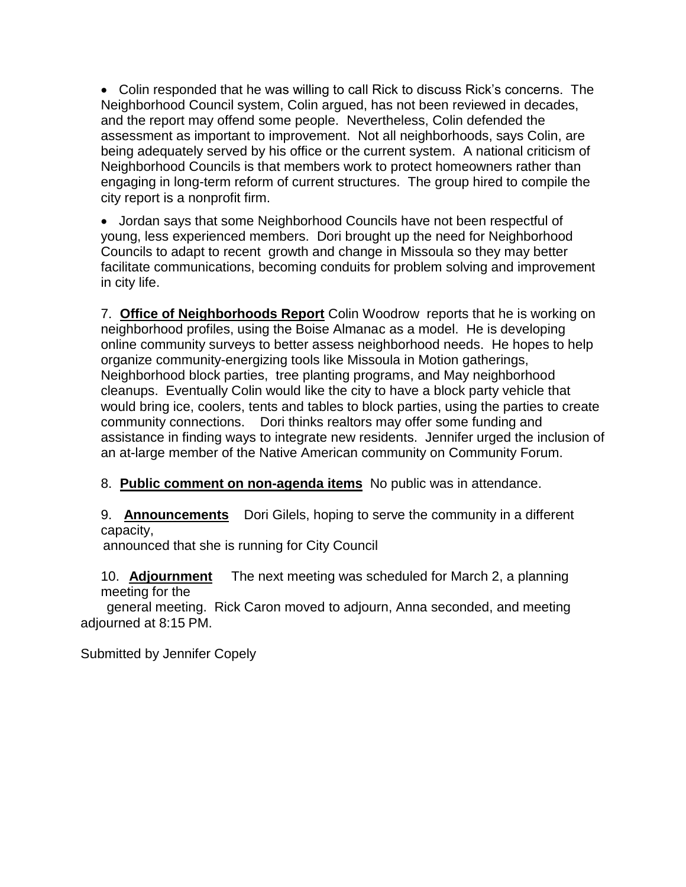- Colin responded that he was willing to call Rick to discuss Rick's concerns. The Neighborhood Council system, Colin argued, has not been reviewed in decades, and the report may offend some people. Nevertheless, Colin defended the assessment as important to improvement. Not all neighborhoods, says Colin, are being adequately served by his office or the current system. A national criticism of Neighborhood Councils is that members work to protect homeowners rather than engaging in long-term reform of current structures. The group hired to compile the city report is a nonprofit firm.
- Jordan says that some Neighborhood Councils have not been respectful of young, less experienced members. Dori brought up the need for Neighborhood Councils to adapt to recent growth and change in Missoula so they may better facilitate communications, becoming conduits for problem solving and improvement in city life.

7. **Office of Neighborhoods Report** Colin Woodrow reports that he is working on neighborhood profiles, using the Boise Almanac as a model. He is developing online community surveys to better assess neighborhood needs. He hopes to help organize community-energizing tools like Missoula in Motion gatherings, Neighborhood block parties, tree planting programs, and May neighborhood cleanups. Eventually Colin would like the city to have a block party vehicle that would bring ice, coolers, tents and tables to block parties, using the parties to create community connections. Dori thinks realtors may offer some funding and assistance in finding ways to integrate new residents. Jennifer urged the inclusion of an at-large member of the Native American community on Community Forum.

8. **Public comment on non-agenda items** No public was in attendance.

9. **Announcements** Dori Gilels, hoping to serve the community in a different capacity, announced that she is running for City Council

10. **Adjournment** The next meeting was scheduled for March 2, a planning meeting for the general meeting. Rick Caron moved to adjourn, Anna seconded, and meeting adjourned at 8:15 PM.

Submitted by Jennifer Copely